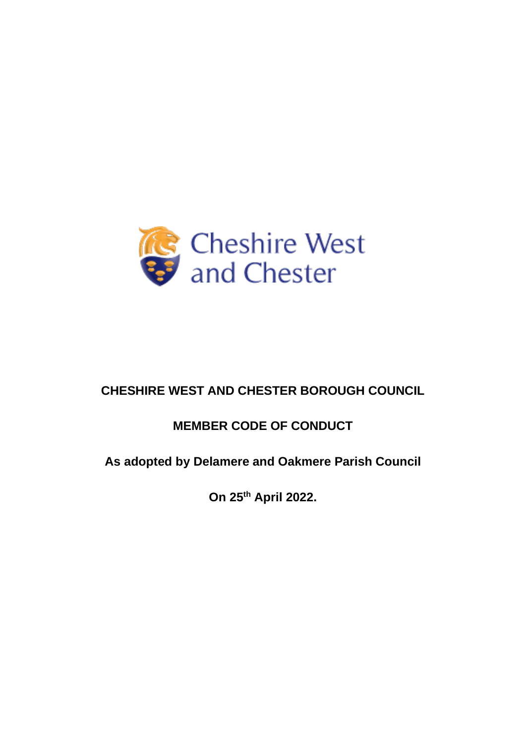Cheshire West and Chester

# CHESHIRE WEST AND CHESTER BOROUGH COUNCIL

## MEMBER CODE OF CONDUCT

**As adopted by Delamere and Oakmere Parish Council**

**On 25th April 2022.**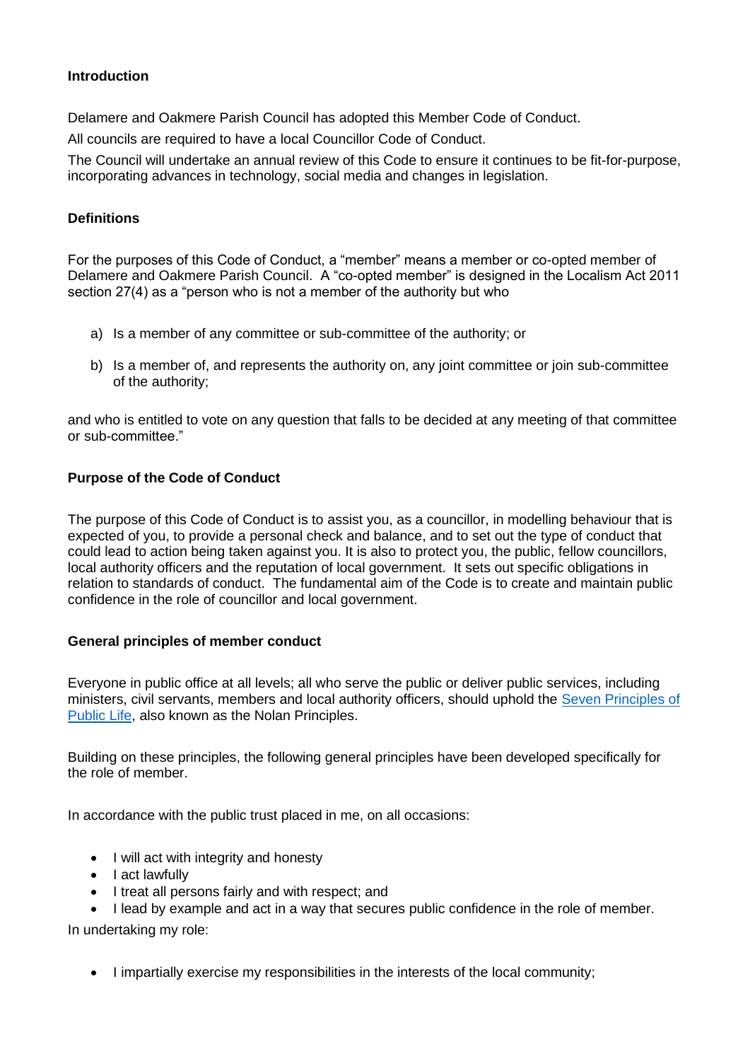### Introduction

Delamere and Oakmere Parish Council has adopted this Member Code of Conduct.

All councils are required to have a local Councillor Code of Conduct.

The Council will undertake an annual review of this Code to ensure it continues to be fit-for-purpose, incorporating advances in technology, social media and changes in legislation.

### Definitions

For the purposes of this Code of Conduct, a "member" means a member or co-opted member of Delamere and Oakmere Parish Council. A "co-opted member" is designed in the Localism Act 2011 section 27(4) as a "person who is not a member of the authority but who

a) Is a member of any committee or sub-committee of the authority; or

b) Is a member of, and represents the authority on, any joint committee or join sub-committee of the authority;

and who is entitled to vote on any question that falls to be decided at any meeting of that committee or sub-committee."

### Purpose of the Code of Conduct

The purpose of this Code of Conduct is to assist you, as a councillor, in modelling behaviour that is expected of you, to provide a personal check and balance, and to set out the type of conduct that could lead to action being taken against you. It is also to protect you, the public, fellow councillors, local authority officers and the reputation of local government. It sets out specific obligations in relation to standards of conduct. The fundamental aim of the Code is to create and maintain public confidence in the role of councillor and local government.

### General principles of member conduct

Everyone in public office at all levels; all who serve the public or deliver public services, including ministers, civil servants, members and local authority officers, should uphold the Seven Principles of Public Life, also known as the Nolan Principles.

Building on these principles, the following general principles have been developed specifically for the role of member.

In accordance with the public trust placed in me, on all occasions:

- I will act with integrity and honesty
- I act lawfully
- I treat all persons fairly and with respect; and
- I lead by example and act in a way that secures public confidence in the role of member.

In undertaking my role:

- I impartially exercise my responsibilities in the interests of the local community;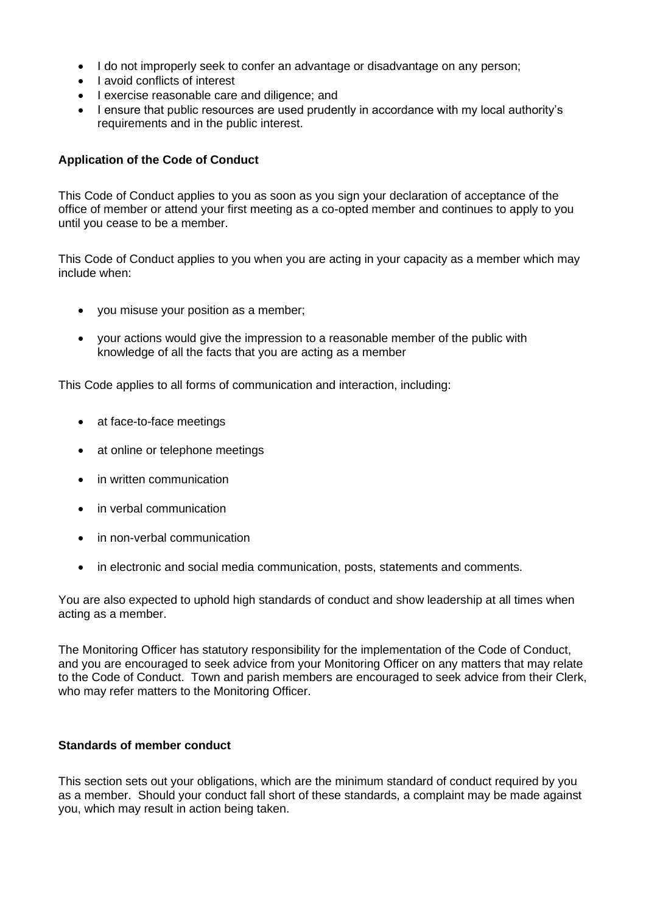- I do not improperly seek to confer an advantage or disadvantage on any person;
- I avoid conflicts of interest
- I exercise reasonable care and diligence; and
- I ensure that public resources are used prudently in accordance with my local authority's requirements and in the public interest.

**Application of the Code of Conduct**

This Code of Conduct applies to you as soon as you sign your declaration of acceptance of the office of member or attend your first meeting as a co-opted member and continues to apply to you until you cease to be a member.

This Code of Conduct applies to you when you are acting in your capacity as a member which may include when:

- you misuse your position as a member;
- your actions would give the impression to a reasonable member of the public with knowledge of all the facts that you are acting as a member

This Code applies to all forms of communication and interaction, including:

- at face-to-face meetings
- at online or telephone meetings
- in written communication
- in verbal communication
- in non-verbal communication
- in electronic and social media communication, posts, statements and comments.

You are also expected to uphold high standards of conduct and show leadership at all times when acting as a member.

The Monitoring Officer has statutory responsibility for the implementation of the Code of Conduct, and you are encouraged to seek advice from your Monitoring Officer on any matters that may relate to the Code of Conduct. Town and parish members are encouraged to seek advice from their Clerk, who may refer matters to the Monitoring Officer.

**Standards of member conduct**

This section sets out your obligations, which are the minimum standard of conduct required by you as a member. Should your conduct fall short of these standards, a complaint may be made against you, which may result in action being taken.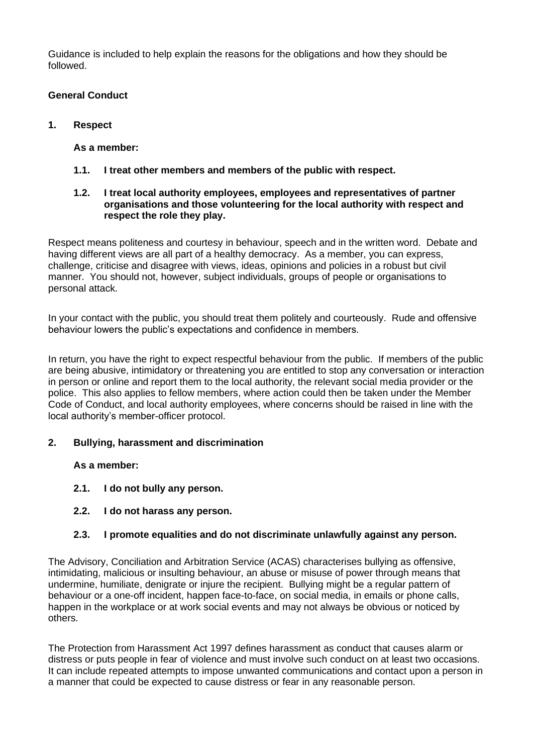Guidance is included to help explain the reasons for the obligations and how they should be followed.

**General Conduct**

## 1. Respect

**As a member:**

**1.1. I treat other members and members of the public with respect.**

**1.2. I treat local authority employees, employees and representatives of partner organisations and those volunteering for the local authority with respect and respect the role they play.**

Respect means politeness and courtesy in behaviour, speech and in the written word. Debate and having different views are all part of a healthy democracy. As a member, you can express, challenge, criticise and disagree with views, ideas, opinions and policies in a robust but civil manner. You should not, however, subject individuals, groups of people or organisations to personal attack.

In your contact with the public, you should treat them politely and courteously. Rude and offensive behaviour lowers the public's expectations and confidence in members.

In return, you have the right to expect respectful behaviour from the public. If members of the public are being abusive, intimidatory or threatening you are entitled to stop any conversation or interaction in person or online and report them to the local authority, the relevant social media provider or the police. This also applies to fellow members, where action could then be taken under the Member Code of Conduct, and local authority employees, where concerns should be raised in line with the local authority's member-officer protocol.

## 2. Bullying, harassment and discrimination

**As a member:**

**2.1. I do not bully any person.**

**2.2. I do not harass any person.**

**2.3. I promote equalities and do not discriminate unlawfully against any person.**

The Advisory, Conciliation and Arbitration Service (ACAS) characterises bullying as offensive, intimidating, malicious or insulting behaviour, an abuse or misuse of power through means that undermine, humiliate, denigrate or injure the recipient. Bullying might be a regular pattern of behaviour or a one-off incident, happen face-to-face, on social media, in emails or phone calls, happen in the workplace or at work social events and may not always be obvious or noticed by others.

The Protection from Harassment Act 1997 defines harassment as conduct that causes alarm or distress or puts people in fear of violence and must involve such conduct on at least two occasions. It can include repeated attempts to impose unwanted communications and contact upon a person in a manner that could be expected to cause distress or fear in any reasonable person.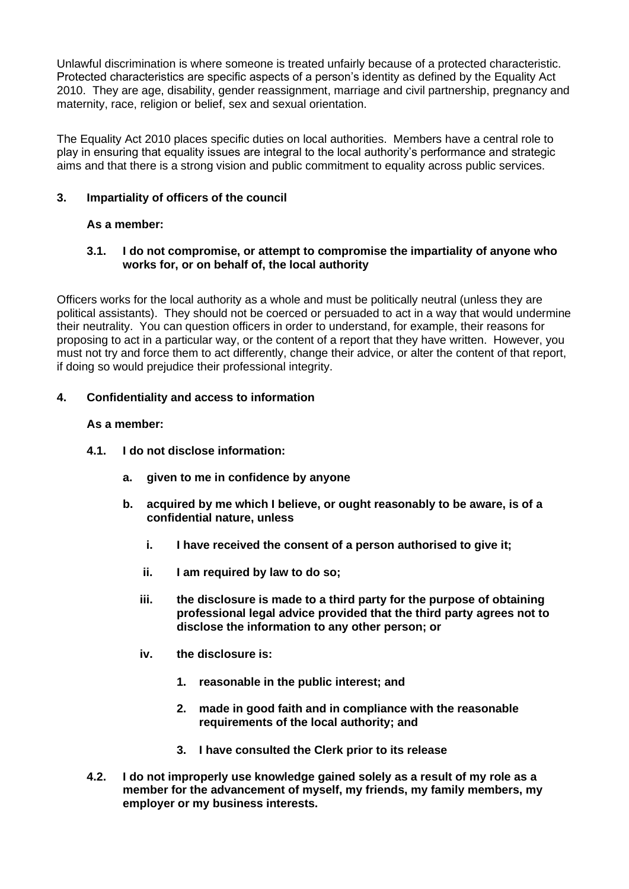Unlawful discrimination is where someone is treated unfairly because of a protected characteristic. Protected characteristics are specific aspects of a person's identity as defined by the Equality Act 2010. They are age, disability, gender reassignment, marriage and civil partnership, pregnancy and maternity, race, religion or belief, sex and sexual orientation.

The Equality Act 2010 places specific duties on local authorities. Members have a central role to play in ensuring that equality issues are integral to the local authority's performance and strategic aims and that there is a strong vision and public commitment to equality across public services.

## 3. Impartiality of officers of the council

**As a member:**

**3.1. I do not compromise, or attempt to compromise the impartiality of anyone who works for, or on behalf of, the local authority**

Officers works for the local authority as a whole and must be politically neutral (unless they are political assistants). They should not be coerced or persuaded to act in a way that would undermine their neutrality. You can question officers in order to understand, for example, their reasons for proposing to act in a particular way, or the content of a report that they have written. However, you must not try and force them to act differently, change their advice, or alter the content of that report, if doing so would prejudice their professional integrity.

## 4. Confidentiality and access to information

**As a member:**

**4.1. I do not disclose information:**

- **a. given to me in confidence by anyone**
- **b. acquired by me which I believe, or ought reasonably to be aware, is of a confidential nature, unless**
  - **i. I have received the consent of a person authorised to give it;**
  - **ii. I am required by law to do so;**
  - **iii. the disclosure is made to a third party for the purpose of obtaining professional legal advice provided that the third party agrees not to disclose the information to any other person; or**
  - **iv. the disclosure is:**
    1. **reasonable in the public interest; and**
    2. **made in good faith and in compliance with the reasonable requirements of the local authority; and**
    3. **I have consulted the Clerk prior to its release**

**4.2. I do not improperly use knowledge gained solely as a result of my role as a member for the advancement of myself, my friends, my family members, my employer or my business interests.**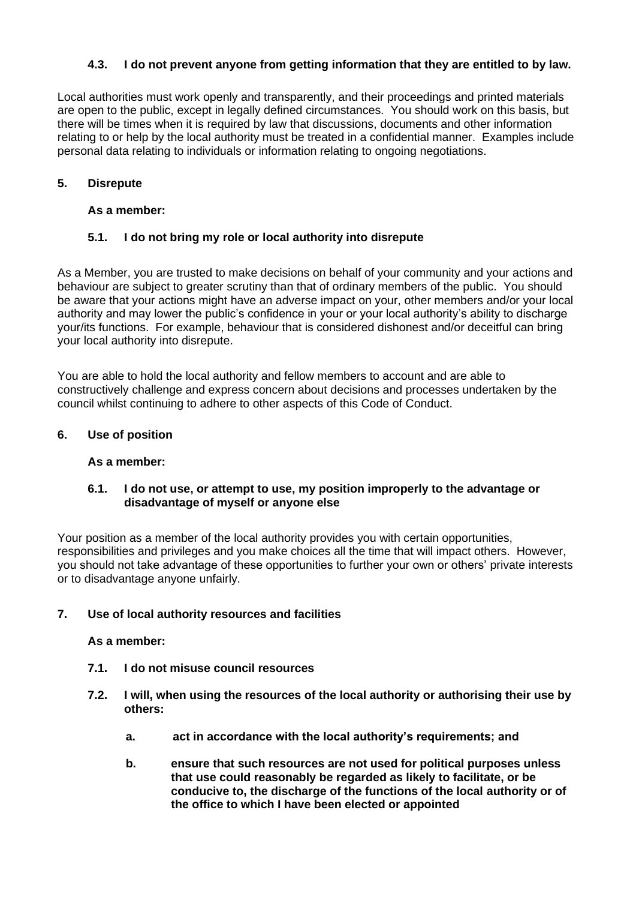**4.3. I do not prevent anyone from getting information that they are entitled to by law.**

Local authorities must work openly and transparently, and their proceedings and printed materials are open to the public, except in legally defined circumstances. You should work on this basis, but there will be times when it is required by law that discussions, documents and other information relating to or help by the local authority must be treated in a confidential manner. Examples include personal data relating to individuals or information relating to ongoing negotiations.

## 5. Disrepute

**As a member:**

**5.1. I do not bring my role or local authority into disrepute**

As a Member, you are trusted to make decisions on behalf of your community and your actions and behaviour are subject to greater scrutiny than that of ordinary members of the public. You should be aware that your actions might have an adverse impact on your, other members and/or your local authority and may lower the public's confidence in your or your local authority's ability to discharge your/its functions. For example, behaviour that is considered dishonest and/or deceitful can bring your local authority into disrepute.

You are able to hold the local authority and fellow members to account and are able to constructively challenge and express concern about decisions and processes undertaken by the council whilst continuing to adhere to other aspects of this Code of Conduct.

## 6. Use of position

**As a member:**

**6.1. I do not use, or attempt to use, my position improperly to the advantage or disadvantage of myself or anyone else**

Your position as a member of the local authority provides you with certain opportunities, responsibilities and privileges and you make choices all the time that will impact others. However, you should not take advantage of these opportunities to further your own or others' private interests or to disadvantage anyone unfairly.

## 7. Use of local authority resources and facilities

**As a member:**

**7.1. I do not misuse council resources**

**7.2. I will, when using the resources of the local authority or authorising their use by others:**

**a. act in accordance with the local authority's requirements; and**

**b. ensure that such resources are not used for political purposes unless that use could reasonably be regarded as likely to facilitate, or be conducive to, the discharge of the functions of the local authority or of the office to which I have been elected or appointed**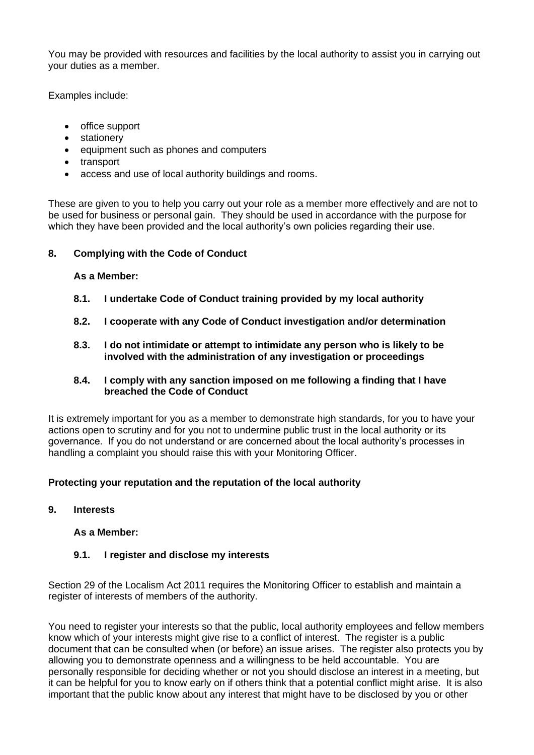You may be provided with resources and facilities by the local authority to assist you in carrying out your duties as a member.

Examples include:

- office support
- stationery
- equipment such as phones and computers
- transport
- access and use of local authority buildings and rooms.

These are given to you to help you carry out your role as a member more effectively and are not to be used for business or personal gain. They should be used in accordance with the purpose for which they have been provided and the local authority's own policies regarding their use.

### 8. Complying with the Code of Conduct

**As a Member:**

**8.1. I undertake Code of Conduct training provided by my local authority**

**8.2. I cooperate with any Code of Conduct investigation and/or determination**

**8.3. I do not intimidate or attempt to intimidate any person who is likely to be involved with the administration of any investigation or proceedings**

**8.4. I comply with any sanction imposed on me following a finding that I have breached the Code of Conduct**

It is extremely important for you as a member to demonstrate high standards, for you to have your actions open to scrutiny and for you not to undermine public trust in the local authority or its governance. If you do not understand or are concerned about the local authority's processes in handling a complaint you should raise this with your Monitoring Officer.

## Protecting your reputation and the reputation of the local authority

### 9. Interests

**As a Member:**

**9.1. I register and disclose my interests**

Section 29 of the Localism Act 2011 requires the Monitoring Officer to establish and maintain a register of interests of members of the authority.

You need to register your interests so that the public, local authority employees and fellow members know which of your interests might give rise to a conflict of interest. The register is a public document that can be consulted when (or before) an issue arises. The register also protects you by allowing you to demonstrate openness and a willingness to be held accountable. You are personally responsible for deciding whether or not you should disclose an interest in a meeting, but it can be helpful for you to know early on if others think that a potential conflict might arise. It is also important that the public know about any interest that might have to be disclosed by you or other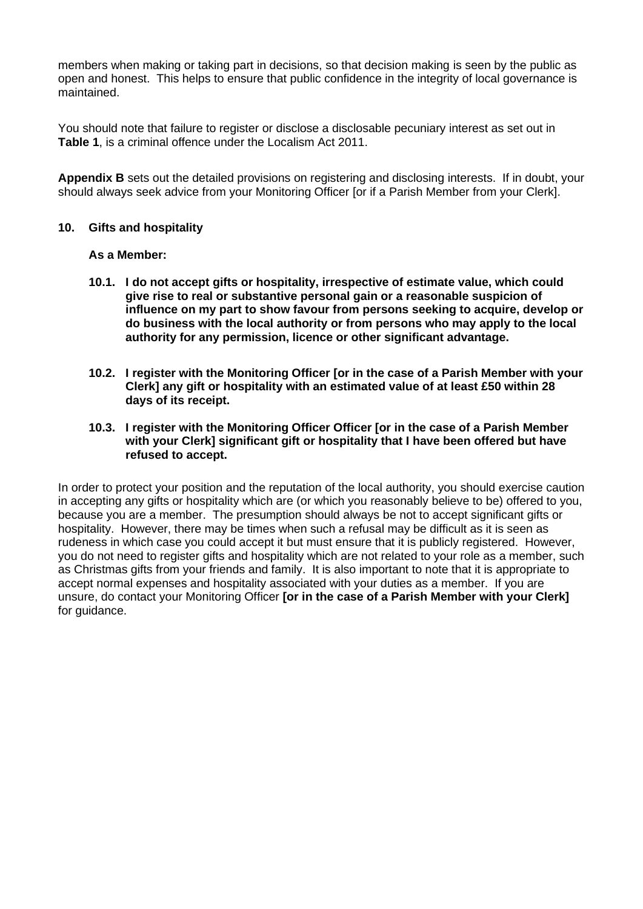members when making or taking part in decisions, so that decision making is seen by the public as open and honest. This helps to ensure that public confidence in the integrity of local governance is maintained.

You should note that failure to register or disclose a disclosable pecuniary interest as set out in **Table 1**, is a criminal offence under the Localism Act 2011.

**Appendix B** sets out the detailed provisions on registering and disclosing interests. If in doubt, your should always seek advice from your Monitoring Officer [or if a Parish Member from your Clerk].

## 10. Gifts and hospitality

**As a Member:**

**10.1. I do not accept gifts or hospitality, irrespective of estimate value, which could give rise to real or substantive personal gain or a reasonable suspicion of influence on my part to show favour from persons seeking to acquire, develop or do business with the local authority or from persons who may apply to the local authority for any permission, licence or other significant advantage.**

**10.2. I register with the Monitoring Officer [or in the case of a Parish Member with your Clerk] any gift or hospitality with an estimated value of at least £50 within 28 days of its receipt.**

**10.3. I register with the Monitoring Officer Officer [or in the case of a Parish Member with your Clerk] significant gift or hospitality that I have been offered but have refused to accept.**

In order to protect your position and the reputation of the local authority, you should exercise caution in accepting any gifts or hospitality which are (or which you reasonably believe to be) offered to you, because you are a member. The presumption should always be not to accept significant gifts or hospitality. However, there may be times when such a refusal may be difficult as it is seen as rudeness in which case you could accept it but must ensure that it is publicly registered. However, you do not need to register gifts and hospitality which are not related to your role as a member, such as Christmas gifts from your friends and family. It is also important to note that it is appropriate to accept normal expenses and hospitality associated with your duties as a member. If you are unsure, do contact your Monitoring Officer **[or in the case of a Parish Member with your Clerk]** for guidance.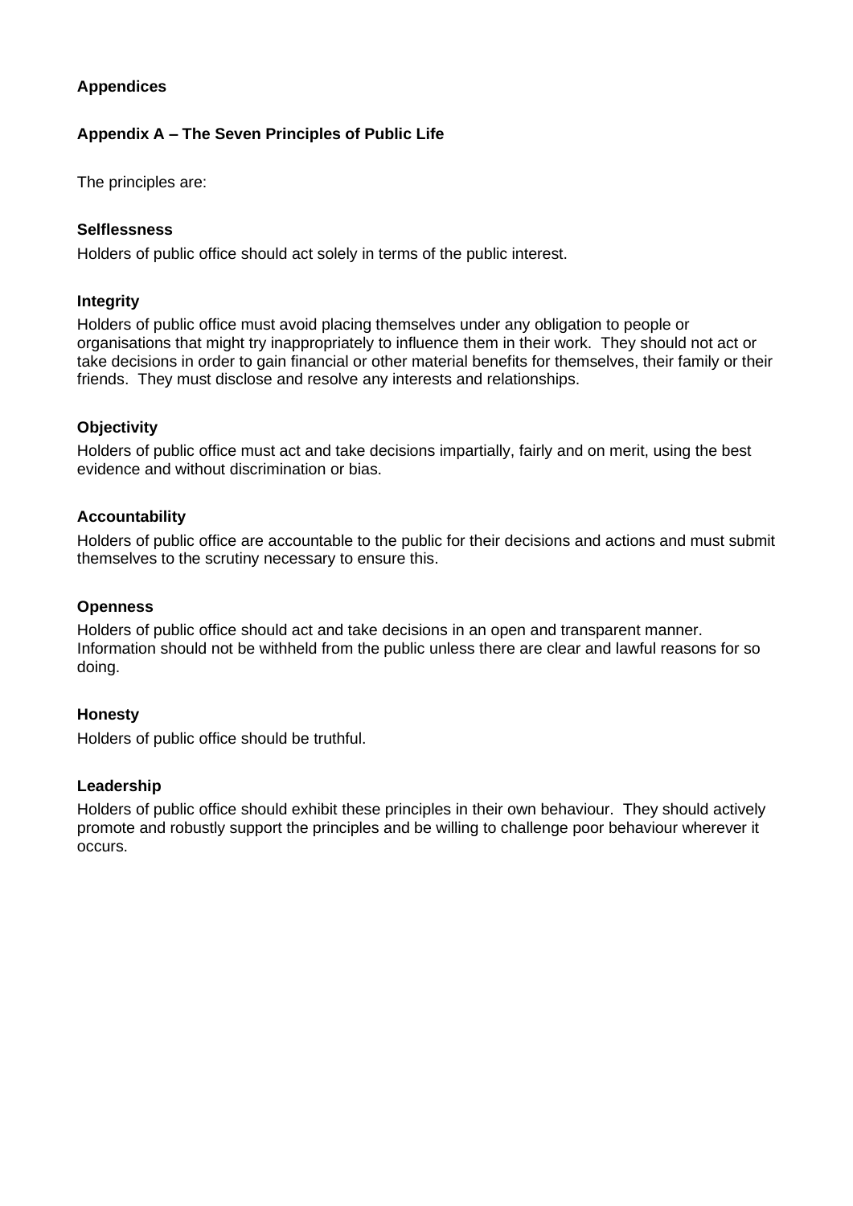## Appendices

### Appendix A – The Seven Principles of Public Life

The principles are:

**Selflessness**

Holders of public office should act solely in terms of the public interest.

**Integrity**

Holders of public office must avoid placing themselves under any obligation to people or organisations that might try inappropriately to influence them in their work. They should not act or take decisions in order to gain financial or other material benefits for themselves, their family or their friends. They must disclose and resolve any interests and relationships.

**Objectivity**

Holders of public office must act and take decisions impartially, fairly and on merit, using the best evidence and without discrimination or bias.

**Accountability**

Holders of public office are accountable to the public for their decisions and actions and must submit themselves to the scrutiny necessary to ensure this.

**Openness**

Holders of public office should act and take decisions in an open and transparent manner. Information should not be withheld from the public unless there are clear and lawful reasons for so doing.

**Honesty**

Holders of public office should be truthful.

**Leadership**

Holders of public office should exhibit these principles in their own behaviour. They should actively promote and robustly support the principles and be willing to challenge poor behaviour wherever it occurs.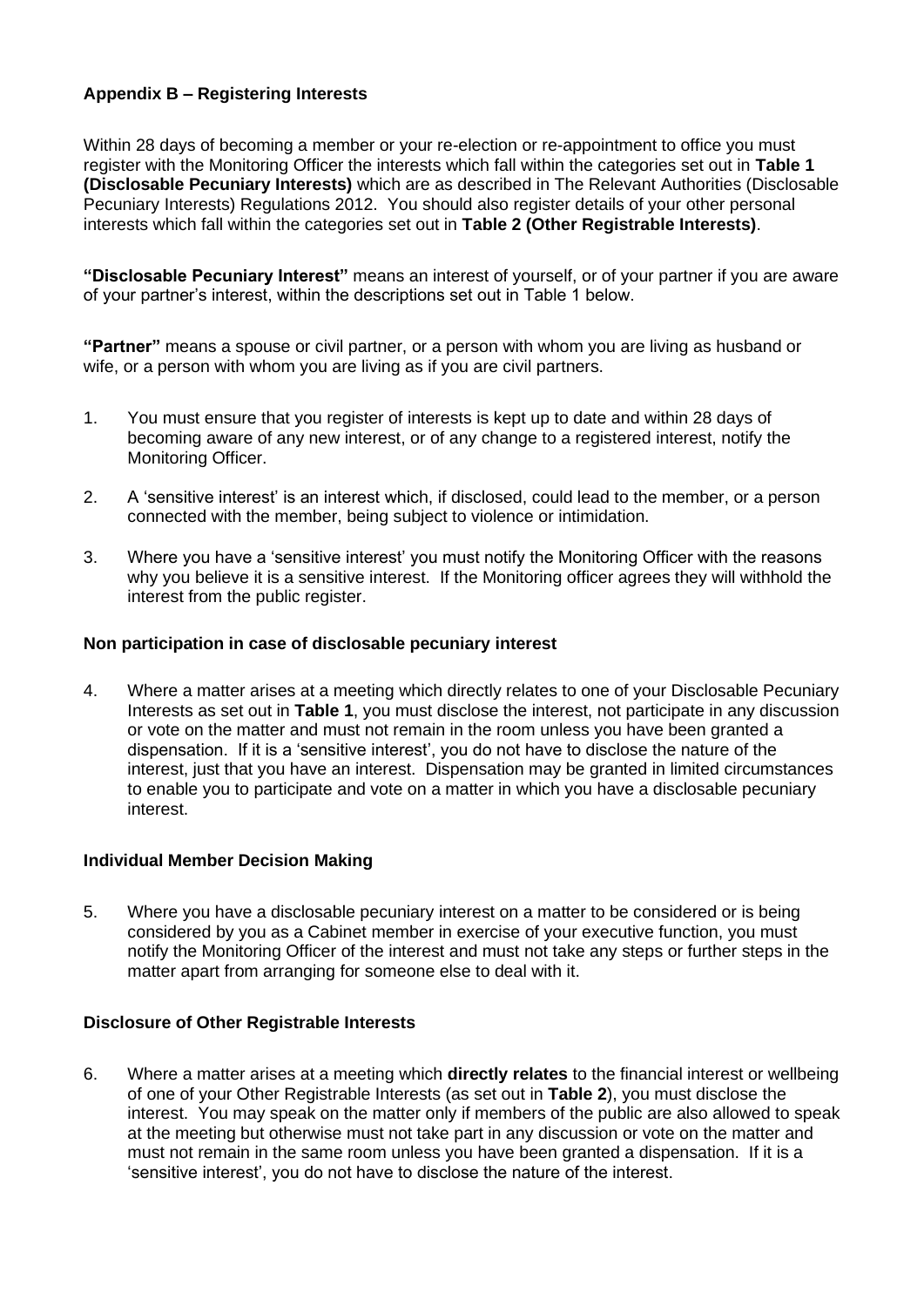## Appendix B – Registering Interests

Within 28 days of becoming a member or your re-election or re-appointment to office you must register with the Monitoring Officer the interests which fall within the categories set out in **Table 1 (Disclosable Pecuniary Interests)** which are as described in The Relevant Authorities (Disclosable Pecuniary Interests) Regulations 2012. You should also register details of your other personal interests which fall within the categories set out in **Table 2 (Other Registrable Interests)**.

**"Disclosable Pecuniary Interest"** means an interest of yourself, or of your partner if you are aware of your partner's interest, within the descriptions set out in Table 1 below.

**"Partner"** means a spouse or civil partner, or a person with whom you are living as husband or wife, or a person with whom you are living as if you are civil partners.

1. You must ensure that you register of interests is kept up to date and within 28 days of becoming aware of any new interest, or of any change to a registered interest, notify the Monitoring Officer.

2. A 'sensitive interest' is an interest which, if disclosed, could lead to the member, or a person connected with the member, being subject to violence or intimidation.

3. Where you have a 'sensitive interest' you must notify the Monitoring Officer with the reasons why you believe it is a sensitive interest. If the Monitoring officer agrees they will withhold the interest from the public register.

### Non participation in case of disclosable pecuniary interest

4. Where a matter arises at a meeting which directly relates to one of your Disclosable Pecuniary Interests as set out in **Table 1**, you must disclose the interest, not participate in any discussion or vote on the matter and must not remain in the room unless you have been granted a dispensation. If it is a 'sensitive interest', you do not have to disclose the nature of the interest, just that you have an interest. Dispensation may be granted in limited circumstances to enable you to participate and vote on a matter in which you have a disclosable pecuniary interest.

### Individual Member Decision Making

5. Where you have a disclosable pecuniary interest on a matter to be considered or is being considered by you as a Cabinet member in exercise of your executive function, you must notify the Monitoring Officer of the interest and must not take any steps or further steps in the matter apart from arranging for someone else to deal with it.

### Disclosure of Other Registrable Interests

6. Where a matter arises at a meeting which **directly relates** to the financial interest or wellbeing of one of your Other Registrable Interests (as set out in **Table 2**), you must disclose the interest. You may speak on the matter only if members of the public are also allowed to speak at the meeting but otherwise must not take part in any discussion or vote on the matter and must not remain in the same room unless you have been granted a dispensation. If it is a 'sensitive interest', you do not have to disclose the nature of the interest.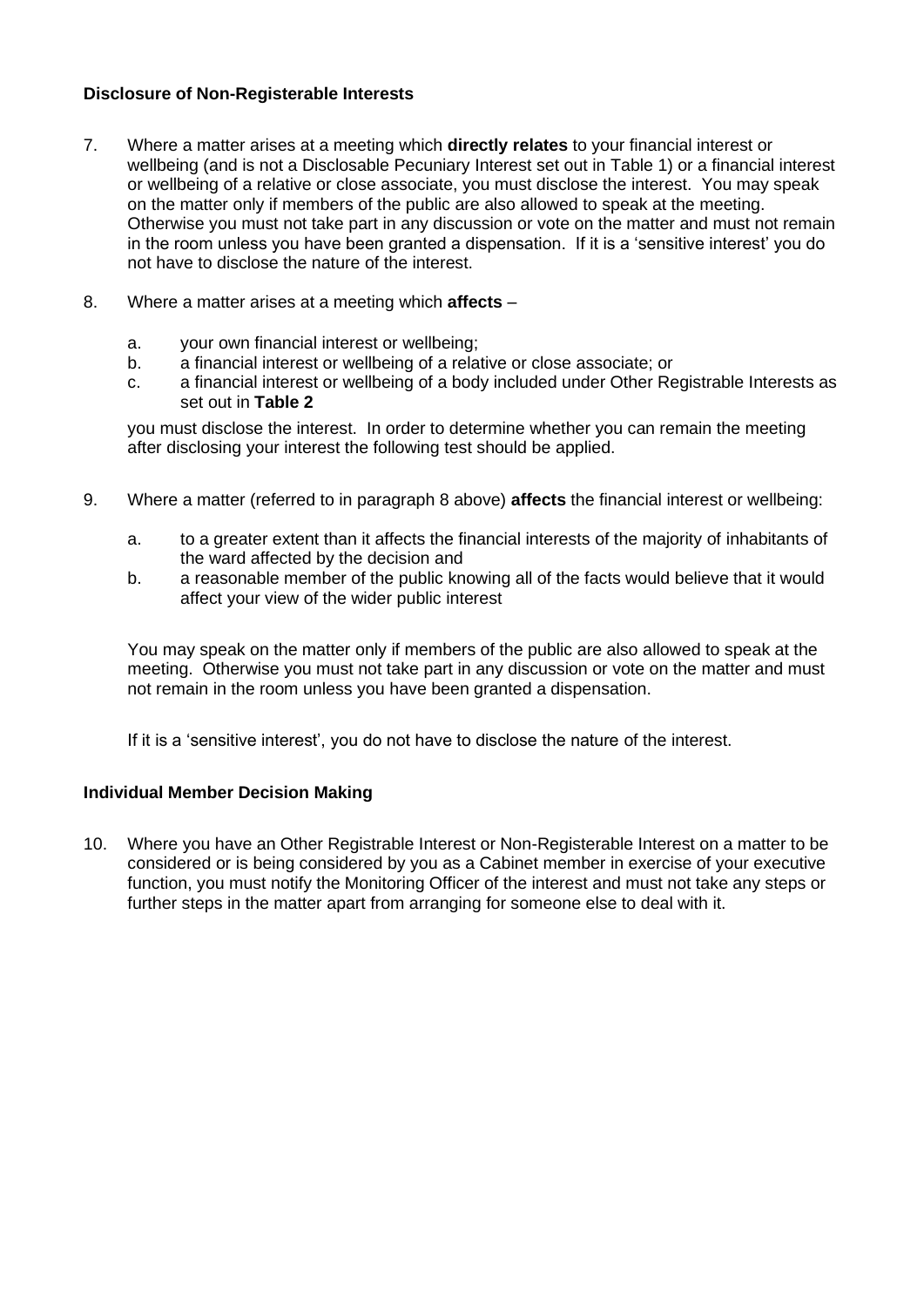**Disclosure of Non-Registerable Interests**

7. Where a matter arises at a meeting which **directly relates** to your financial interest or wellbeing (and is not a Disclosable Pecuniary Interest set out in Table 1) or a financial interest or wellbeing of a relative or close associate, you must disclose the interest. You may speak on the matter only if members of the public are also allowed to speak at the meeting. Otherwise you must not take part in any discussion or vote on the matter and must not remain in the room unless you have been granted a dispensation. If it is a 'sensitive interest' you do not have to disclose the nature of the interest.

8. Where a matter arises at a meeting which **affects** –

   a. your own financial interest or wellbeing;
   b. a financial interest or wellbeing of a relative or close associate; or
   c. a financial interest or wellbeing of a body included under Other Registrable Interests as set out in **Table 2**

   you must disclose the interest. In order to determine whether you can remain the meeting after disclosing your interest the following test should be applied.

9. Where a matter (referred to in paragraph 8 above) **affects** the financial interest or wellbeing:

   a. to a greater extent than it affects the financial interests of the majority of inhabitants of the ward affected by the decision and
   b. a reasonable member of the public knowing all of the facts would believe that it would affect your view of the wider public interest

   You may speak on the matter only if members of the public are also allowed to speak at the meeting. Otherwise you must not take part in any discussion or vote on the matter and must not remain in the room unless you have been granted a dispensation.

   If it is a 'sensitive interest', you do not have to disclose the nature of the interest.

**Individual Member Decision Making**

10. Where you have an Other Registrable Interest or Non-Registerable Interest on a matter to be considered or is being considered by you as a Cabinet member in exercise of your executive function, you must notify the Monitoring Officer of the interest and must not take any steps or further steps in the matter apart from arranging for someone else to deal with it.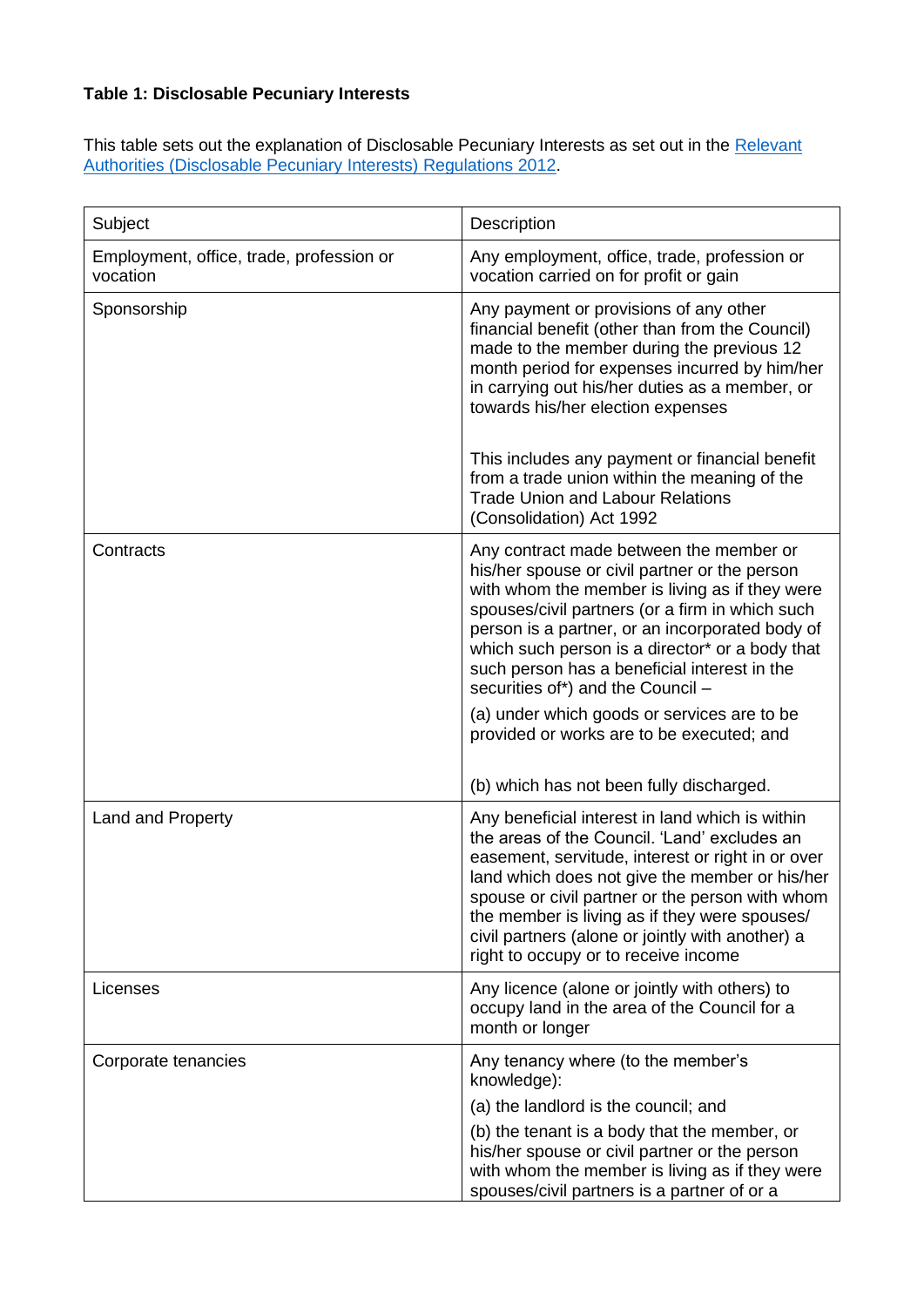**Table 1: Disclosable Pecuniary Interests**

This table sets out the explanation of Disclosable Pecuniary Interests as set out in the [Relevant Authorities (Disclosable Pecuniary Interests) Regulations 2012](Relevant Authorities (Disclosable Pecuniary Interests) Regulations 2012).

| Subject | Description |
|---|---|
| Employment, office, trade, profession or vocation | Any employment, office, trade, profession or vocation carried on for profit or gain |
| Sponsorship | Any payment or provisions of any other financial benefit (other than from the Council) made to the member during the previous 12 month period for expenses incurred by him/her in carrying out his/her duties as a member, or towards his/her election expenses<br><br>This includes any payment or financial benefit from a trade union within the meaning of the Trade Union and Labour Relations (Consolidation) Act 1992 |
| Contracts | Any contract made between the member or his/her spouse or civil partner or the person with whom the member is living as if they were spouses/civil partners (or a firm in which such person is a partner, or an incorporated body of which such person is a director* or a body that such person has a beneficial interest in the securities of*) and the Council –<br><br>(a) under which goods or services are to be provided or works are to be executed; and<br><br>(b) which has not been fully discharged. |
| Land and Property | Any beneficial interest in land which is within the areas of the Council. 'Land' excludes an easement, servitude, interest or right in or over land which does not give the member or his/her spouse or civil partner or the person with whom the member is living as if they were spouses/ civil partners (alone or jointly with another) a right to occupy or to receive income |
| Licenses | Any licence (alone or jointly with others) to occupy land in the area of the Council for a month or longer |
| Corporate tenancies | Any tenancy where (to the member's knowledge):<br><br>(a) the landlord is the council; and<br><br>(b) the tenant is a body that the member, or his/her spouse or civil partner or the person with whom the member is living as if they were spouses/civil partners is a partner of or a |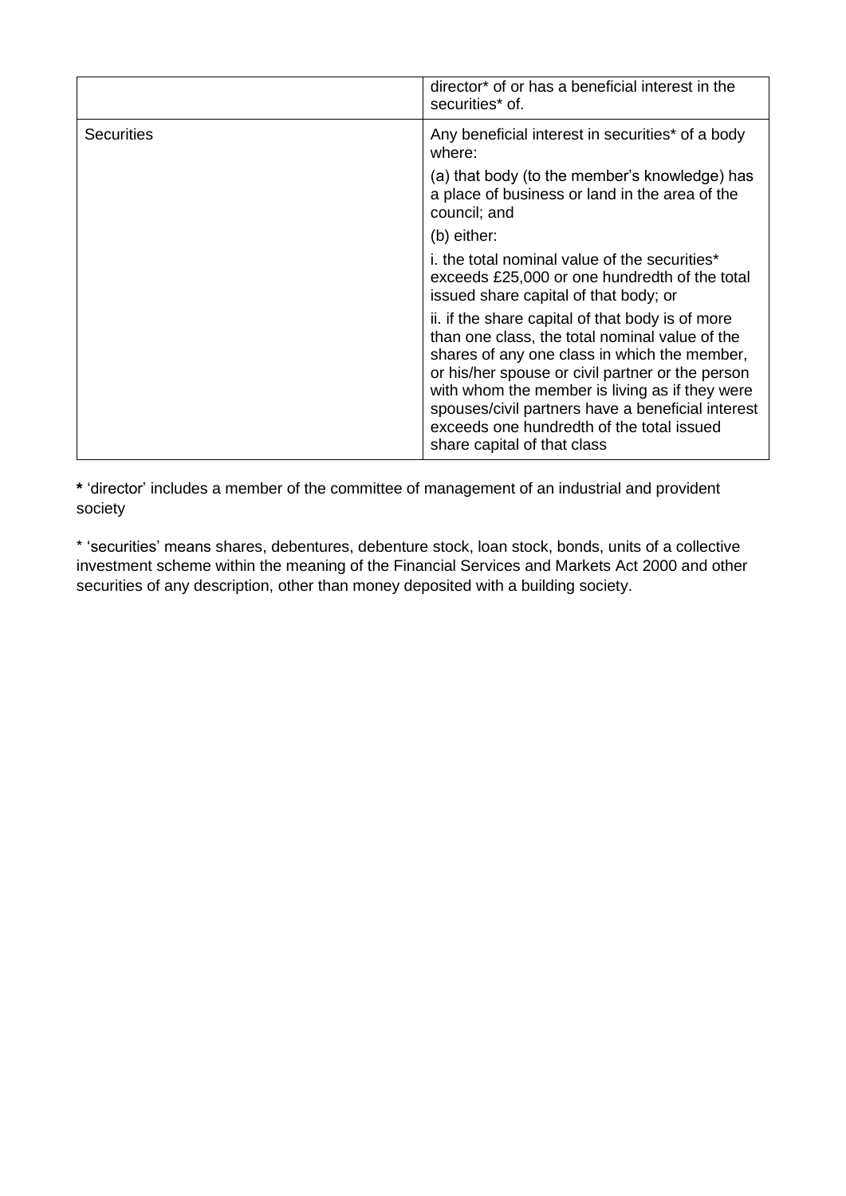| | |
|---|---|
| | director* of or has a beneficial interest in the securities* of. |
| Securities | Any beneficial interest in securities* of a body where:<br><br>(a) that body (to the member's knowledge) has a place of business or land in the area of the council; and<br><br>(b) either:<br><br>i. the total nominal value of the securities* exceeds £25,000 or one hundredth of the total issued share capital of that body; or<br><br>ii. if the share capital of that body is of more than one class, the total nominal value of the shares of any one class in which the member, or his/her spouse or civil partner or the person with whom the member is living as if they were spouses/civil partners have a beneficial interest exceeds one hundredth of the total issued share capital of that class |

**\*** 'director' includes a member of the committee of management of an industrial and provident society

\* 'securities' means shares, debentures, debenture stock, loan stock, bonds, units of a collective investment scheme within the meaning of the Financial Services and Markets Act 2000 and other securities of any description, other than money deposited with a building society.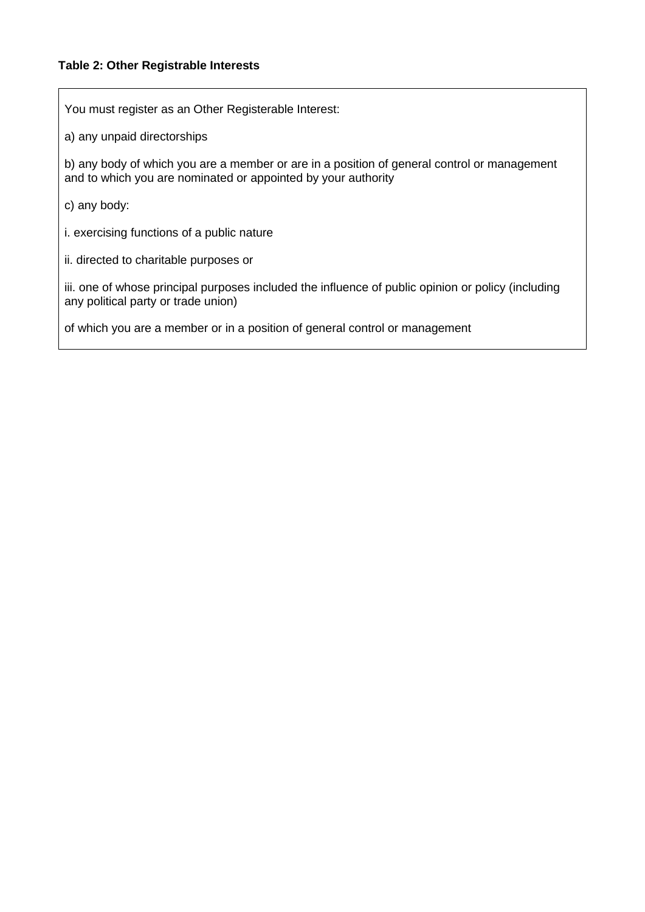**Table 2: Other Registrable Interests**

You must register as an Other Registerable Interest:

a) any unpaid directorships

b) any body of which you are a member or are in a position of general control or management and to which you are nominated or appointed by your authority

c) any body:

i. exercising functions of a public nature

ii. directed to charitable purposes or

iii. one of whose principal purposes included the influence of public opinion or policy (including any political party or trade union)

of which you are a member or in a position of general control or management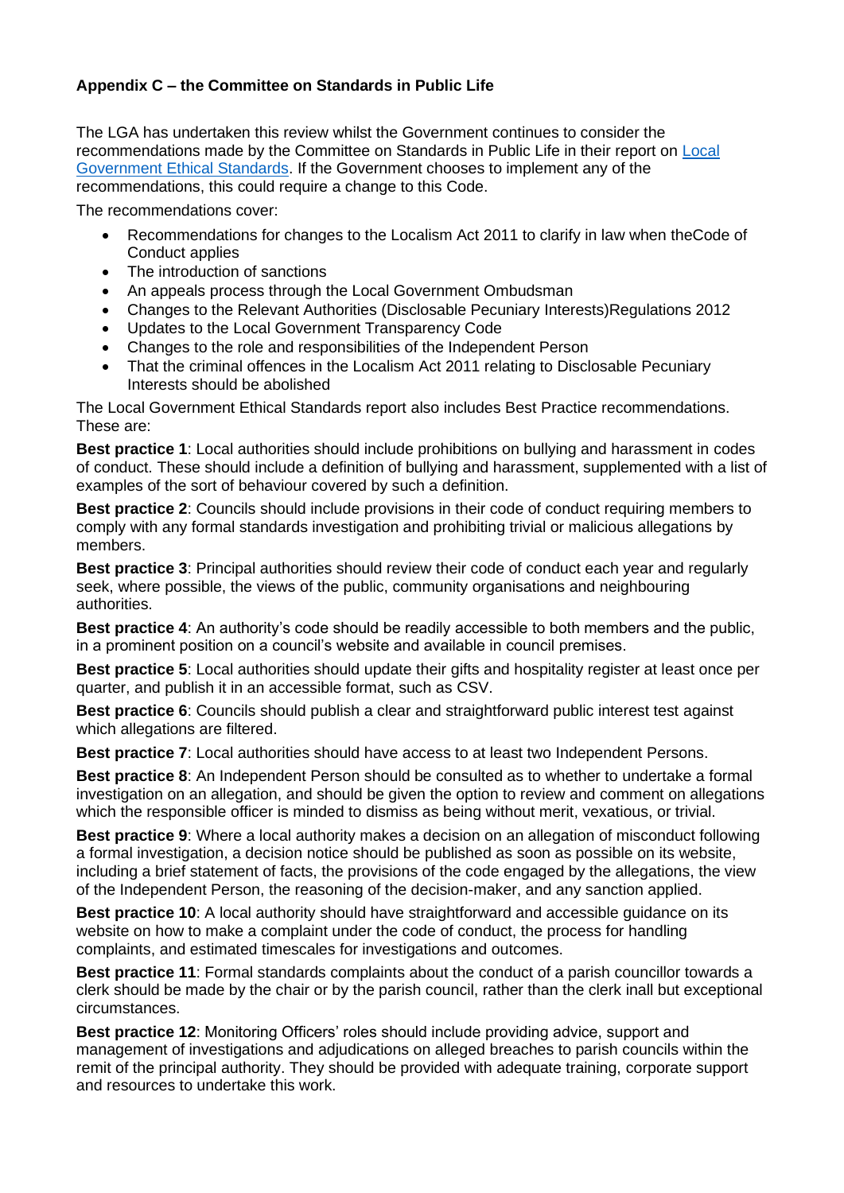**Appendix C – the Committee on Standards in Public Life**

The LGA has undertaken this review whilst the Government continues to consider the recommendations made by the Committee on Standards in Public Life in their report on [Local Government Ethical Standards](). If the Government chooses to implement any of the recommendations, this could require a change to this Code.

The recommendations cover:

- Recommendations for changes to the Localism Act 2011 to clarify in law when theCode of Conduct applies
- The introduction of sanctions
- An appeals process through the Local Government Ombudsman
- Changes to the Relevant Authorities (Disclosable Pecuniary Interests)Regulations 2012
- Updates to the Local Government Transparency Code
- Changes to the role and responsibilities of the Independent Person
- That the criminal offences in the Localism Act 2011 relating to Disclosable Pecuniary Interests should be abolished

The Local Government Ethical Standards report also includes Best Practice recommendations. These are:

**Best practice 1**: Local authorities should include prohibitions on bullying and harassment in codes of conduct. These should include a definition of bullying and harassment, supplemented with a list of examples of the sort of behaviour covered by such a definition.

**Best practice 2**: Councils should include provisions in their code of conduct requiring members to comply with any formal standards investigation and prohibiting trivial or malicious allegations by members.

**Best practice 3**: Principal authorities should review their code of conduct each year and regularly seek, where possible, the views of the public, community organisations and neighbouring authorities.

**Best practice 4**: An authority's code should be readily accessible to both members and the public, in a prominent position on a council's website and available in council premises.

**Best practice 5**: Local authorities should update their gifts and hospitality register at least once per quarter, and publish it in an accessible format, such as CSV.

**Best practice 6**: Councils should publish a clear and straightforward public interest test against which allegations are filtered.

**Best practice 7**: Local authorities should have access to at least two Independent Persons.

**Best practice 8**: An Independent Person should be consulted as to whether to undertake a formal investigation on an allegation, and should be given the option to review and comment on allegations which the responsible officer is minded to dismiss as being without merit, vexatious, or trivial.

**Best practice 9**: Where a local authority makes a decision on an allegation of misconduct following a formal investigation, a decision notice should be published as soon as possible on its website, including a brief statement of facts, the provisions of the code engaged by the allegations, the view of the Independent Person, the reasoning of the decision-maker, and any sanction applied.

**Best practice 10**: A local authority should have straightforward and accessible guidance on its website on how to make a complaint under the code of conduct, the process for handling complaints, and estimated timescales for investigations and outcomes.

**Best practice 11**: Formal standards complaints about the conduct of a parish councillor towards a clerk should be made by the chair or by the parish council, rather than the clerk inall but exceptional circumstances.

**Best practice 12**: Monitoring Officers' roles should include providing advice, support and management of investigations and adjudications on alleged breaches to parish councils within the remit of the principal authority. They should be provided with adequate training, corporate support and resources to undertake this work.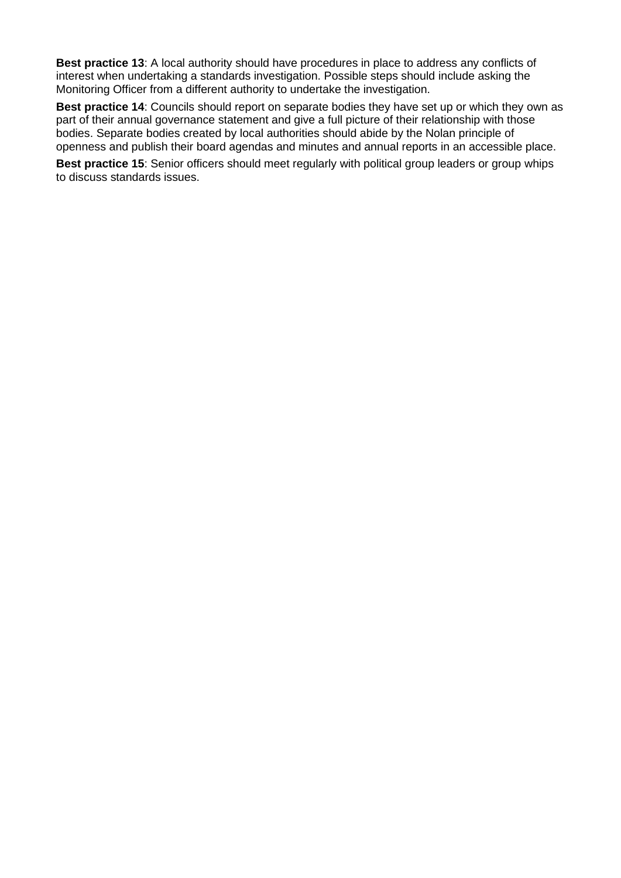**Best practice 13**: A local authority should have procedures in place to address any conflicts of interest when undertaking a standards investigation. Possible steps should include asking the Monitoring Officer from a different authority to undertake the investigation.

**Best practice 14**: Councils should report on separate bodies they have set up or which they own as part of their annual governance statement and give a full picture of their relationship with those bodies. Separate bodies created by local authorities should abide by the Nolan principle of openness and publish their board agendas and minutes and annual reports in an accessible place.

**Best practice 15**: Senior officers should meet regularly with political group leaders or group whips to discuss standards issues.